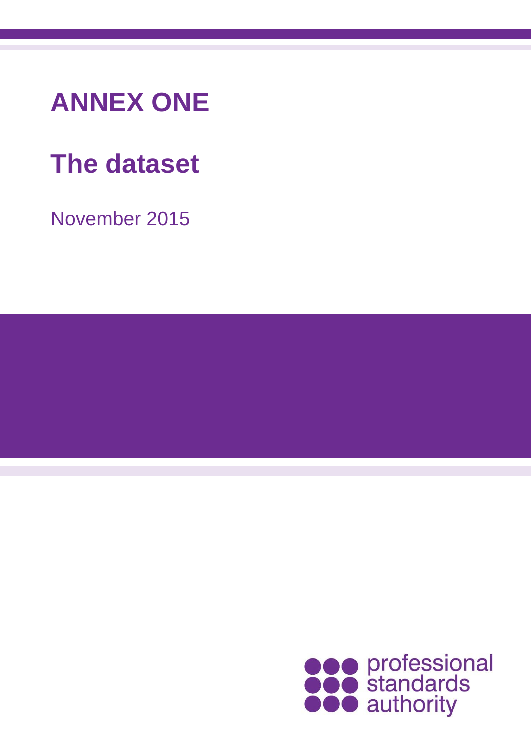# ANNEX ONE

## The dataset

November 2015

professional standards authority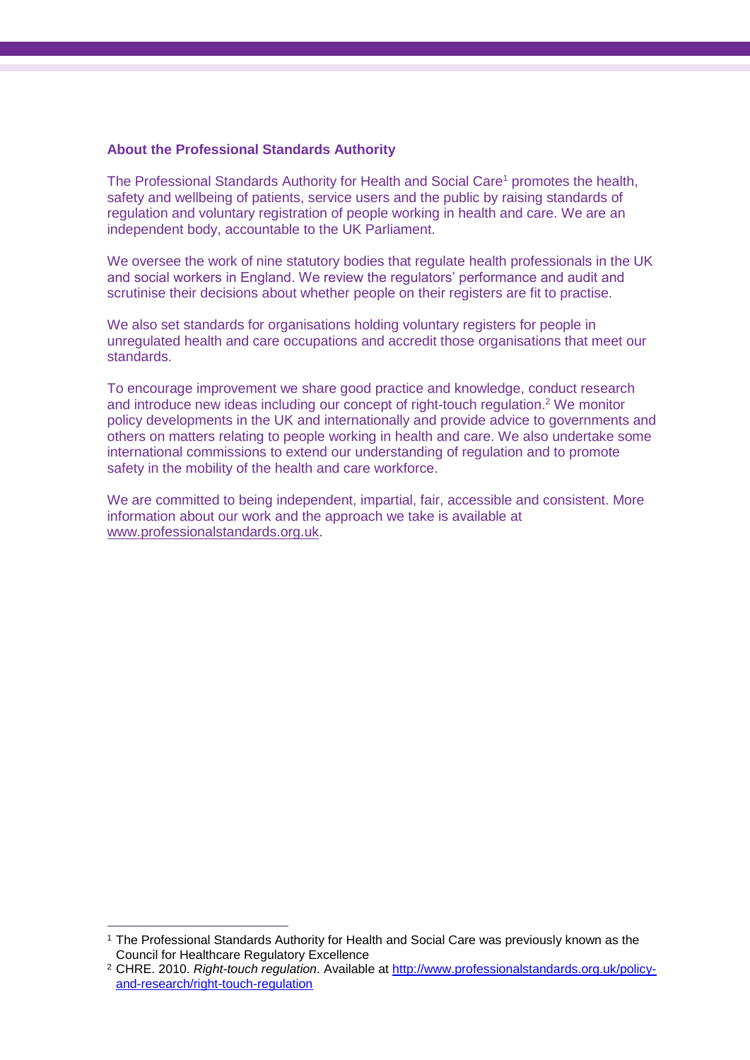## About the Professional Standards Authority

The Professional Standards Authority for Health and Social Care[1] promotes the health, safety and wellbeing of patients, service users and the public by raising standards of regulation and voluntary registration of people working in health and care. We are an independent body, accountable to the UK Parliament.

We oversee the work of nine statutory bodies that regulate health professionals in the UK and social workers in England. We review the regulators' performance and audit and scrutinise their decisions about whether people on their registers are fit to practise.

We also set standards for organisations holding voluntary registers for people in unregulated health and care occupations and accredit those organisations that meet our standards.

To encourage improvement we share good practice and knowledge, conduct research and introduce new ideas including our concept of right-touch regulation.[2] We monitor policy developments in the UK and internationally and provide advice to governments and others on matters relating to people working in health and care. We also undertake some international commissions to extend our understanding of regulation and to promote safety in the mobility of the health and care workforce.

We are committed to being independent, impartial, fair, accessible and consistent. More information about our work and the approach we take is available at www.professionalstandards.org.uk.

---

[1] The Professional Standards Authority for Health and Social Care was previously known as the Council for Healthcare Regulatory Excellence

[2] CHRE. 2010. *Right-touch regulation*. Available at http://www.professionalstandards.org.uk/policy-and-research/right-touch-regulation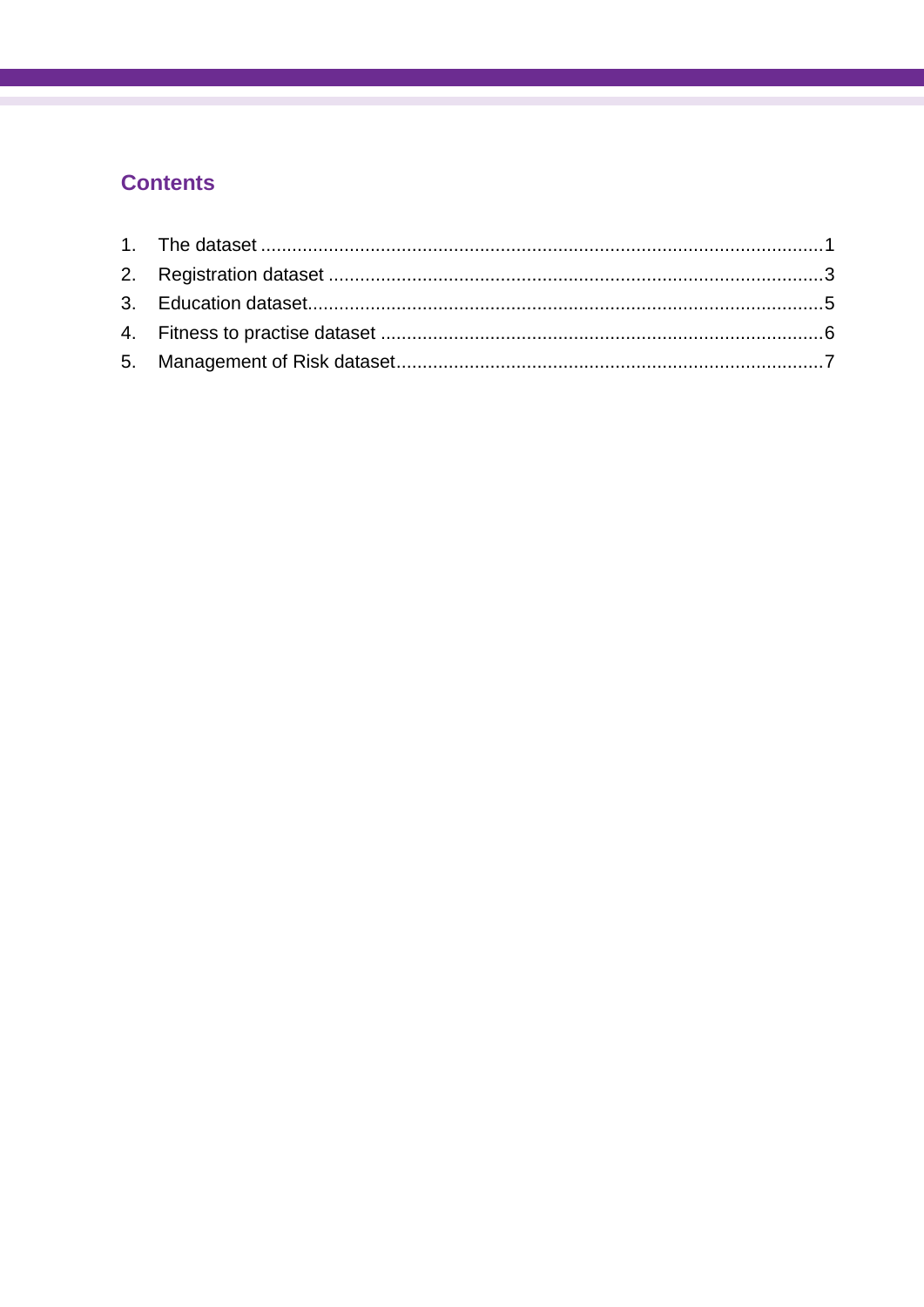## Contents

1. The dataset ........................................................................................................1
2. Registration dataset ............................................................................................3
3. Education dataset................................................................................................5
4. Fitness to practise dataset ...................................................................................6
5. Management of Risk dataset................................................................................7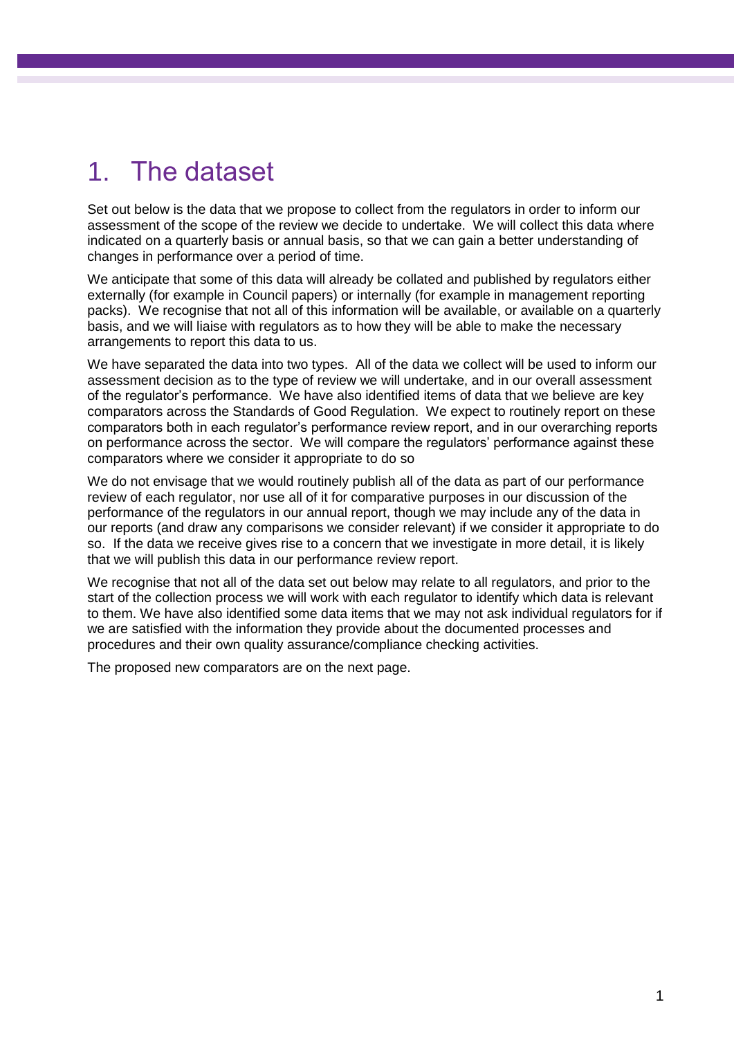# 1. The dataset

Set out below is the data that we propose to collect from the regulators in order to inform our assessment of the scope of the review we decide to undertake. We will collect this data where indicated on a quarterly basis or annual basis, so that we can gain a better understanding of changes in performance over a period of time.

We anticipate that some of this data will already be collated and published by regulators either externally (for example in Council papers) or internally (for example in management reporting packs). We recognise that not all of this information will be available, or available on a quarterly basis, and we will liaise with regulators as to how they will be able to make the necessary arrangements to report this data to us.

We have separated the data into two types. All of the data we collect will be used to inform our assessment decision as to the type of review we will undertake, and in our overall assessment of the regulator's performance. We have also identified items of data that we believe are key comparators across the Standards of Good Regulation. We expect to routinely report on these comparators both in each regulator's performance review report, and in our overarching reports on performance across the sector. We will compare the regulators' performance against these comparators where we consider it appropriate to do so

We do not envisage that we would routinely publish all of the data as part of our performance review of each regulator, nor use all of it for comparative purposes in our discussion of the performance of the regulators in our annual report, though we may include any of the data in our reports (and draw any comparisons we consider relevant) if we consider it appropriate to do so. If the data we receive gives rise to a concern that we investigate in more detail, it is likely that we will publish this data in our performance review report.

We recognise that not all of the data set out below may relate to all regulators, and prior to the start of the collection process we will work with each regulator to identify which data is relevant to them. We have also identified some data items that we may not ask individual regulators for if we are satisfied with the information they provide about the documented processes and procedures and their own quality assurance/compliance checking activities.

The proposed new comparators are on the next page.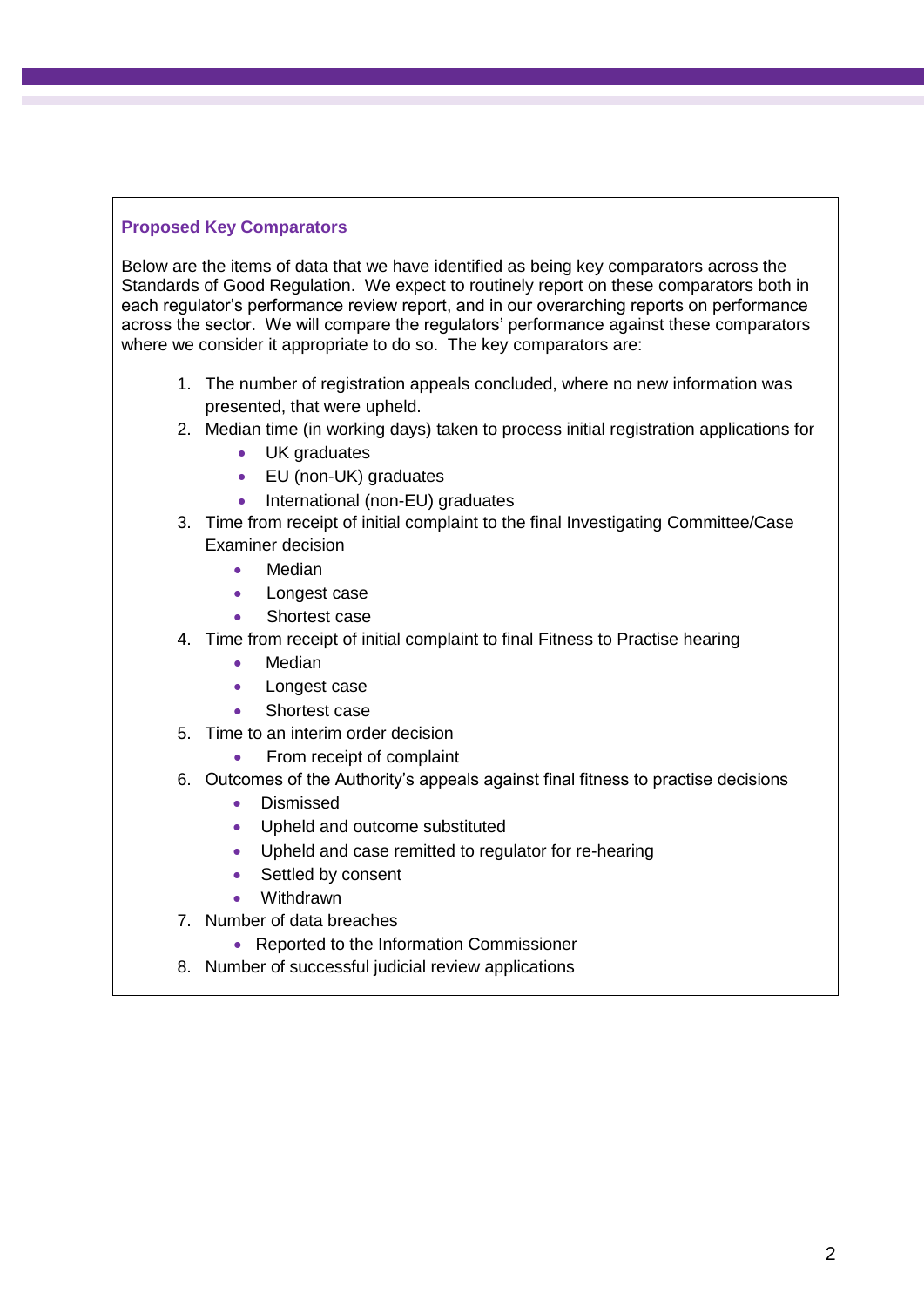### Proposed Key Comparators

Below are the items of data that we have identified as being key comparators across the Standards of Good Regulation. We expect to routinely report on these comparators both in each regulator's performance review report, and in our overarching reports on performance across the sector. We will compare the regulators' performance against these comparators where we consider it appropriate to do so. The key comparators are:

1. The number of registration appeals concluded, where no new information was presented, that were upheld.
2. Median time (in working days) taken to process initial registration applications for
   - UK graduates
   - EU (non-UK) graduates
   - International (non-EU) graduates
3. Time from receipt of initial complaint to the final Investigating Committee/Case Examiner decision
   - Median
   - Longest case
   - Shortest case
4. Time from receipt of initial complaint to final Fitness to Practise hearing
   - Median
   - Longest case
   - Shortest case
5. Time to an interim order decision
   - From receipt of complaint
6. Outcomes of the Authority's appeals against final fitness to practise decisions
   - Dismissed
   - Upheld and outcome substituted
   - Upheld and case remitted to regulator for re-hearing
   - Settled by consent
   - Withdrawn
7. Number of data breaches
   - Reported to the Information Commissioner
8. Number of successful judicial review applications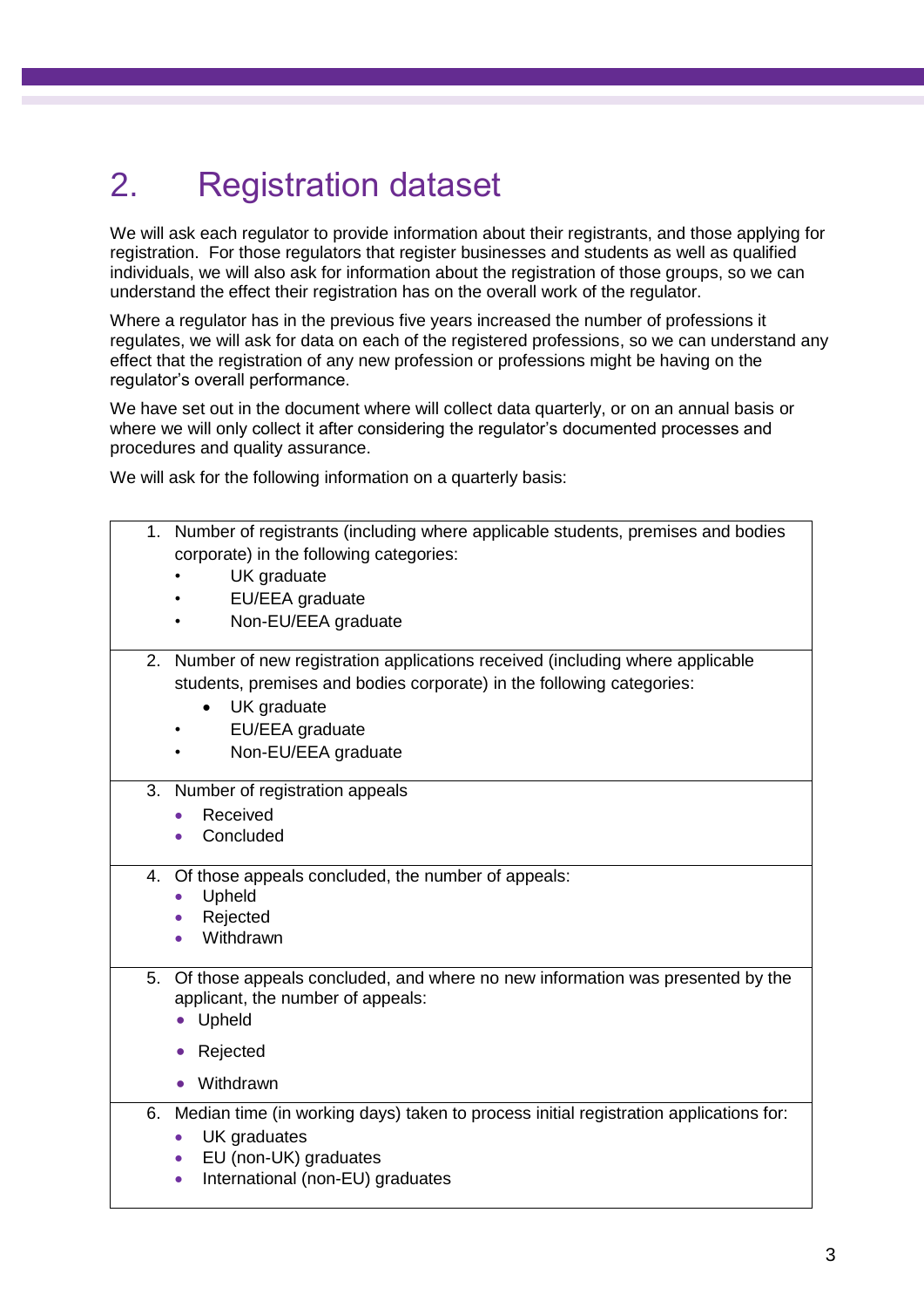## 2. Registration dataset

We will ask each regulator to provide information about their registrants, and those applying for registration. For those regulators that register businesses and students as well as qualified individuals, we will also ask for information about the registration of those groups, so we can understand the effect their registration has on the overall work of the regulator.

Where a regulator has in the previous five years increased the number of professions it regulates, we will ask for data on each of the registered professions, so we can understand any effect that the registration of any new profession or professions might be having on the regulator's overall performance.

We have set out in the document where will collect data quarterly, or on an annual basis or where we will only collect it after considering the regulator's documented processes and procedures and quality assurance.

We will ask for the following information on a quarterly basis:

1. Number of registrants (including where applicable students, premises and bodies corporate) in the following categories:
   - UK graduate
   - EU/EEA graduate
   - Non-EU/EEA graduate

2. Number of new registration applications received (including where applicable students, premises and bodies corporate) in the following categories:
   - UK graduate
   - EU/EEA graduate
   - Non-EU/EEA graduate

3. Number of registration appeals
   - Received
   - Concluded

4. Of those appeals concluded, the number of appeals:
   - Upheld
   - Rejected
   - Withdrawn

5. Of those appeals concluded, and where no new information was presented by the applicant, the number of appeals:
   - Upheld
   - Rejected
   - Withdrawn

6. Median time (in working days) taken to process initial registration applications for:
   - UK graduates
   - EU (non-UK) graduates
   - International (non-EU) graduates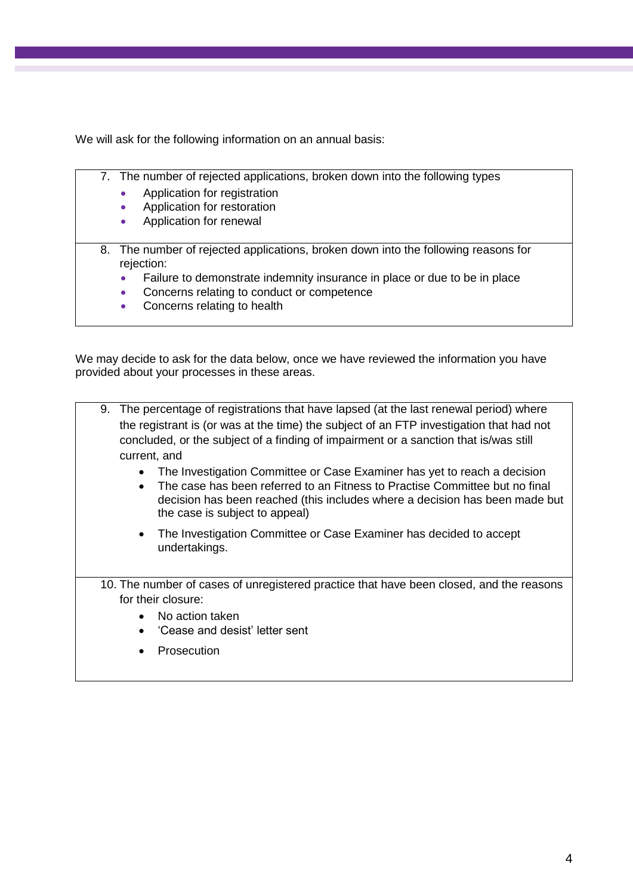We will ask for the following information on an annual basis:

7. The number of rejected applications, broken down into the following types
   - Application for registration
   - Application for restoration
   - Application for renewal

8. The number of rejected applications, broken down into the following reasons for rejection:
   - Failure to demonstrate indemnity insurance in place or due to be in place
   - Concerns relating to conduct or competence
   - Concerns relating to health

We may decide to ask for the data below, once we have reviewed the information you have provided about your processes in these areas.

9. The percentage of registrations that have lapsed (at the last renewal period) where the registrant is (or was at the time) the subject of an FTP investigation that had not concluded, or the subject of a finding of impairment or a sanction that is/was still current, and
   - The Investigation Committee or Case Examiner has yet to reach a decision
   - The case has been referred to an Fitness to Practise Committee but no final decision has been reached (this includes where a decision has been made but the case is subject to appeal)
   - The Investigation Committee or Case Examiner has decided to accept undertakings.

10. The number of cases of unregistered practice that have been closed, and the reasons for their closure:
    - No action taken
    - 'Cease and desist' letter sent
    - Prosecution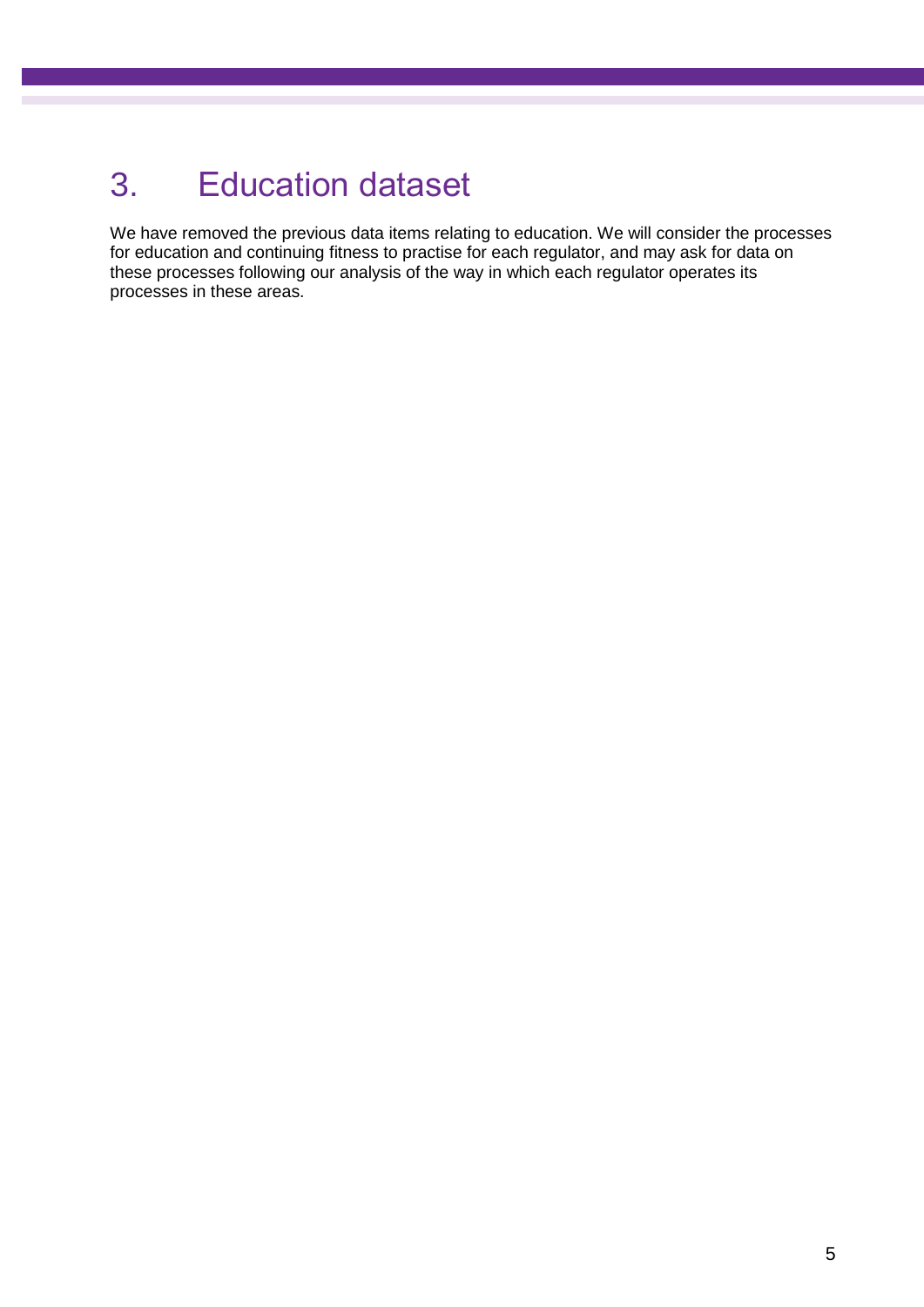# 3. Education dataset

We have removed the previous data items relating to education. We will consider the processes for education and continuing fitness to practise for each regulator, and may ask for data on these processes following our analysis of the way in which each regulator operates its processes in these areas.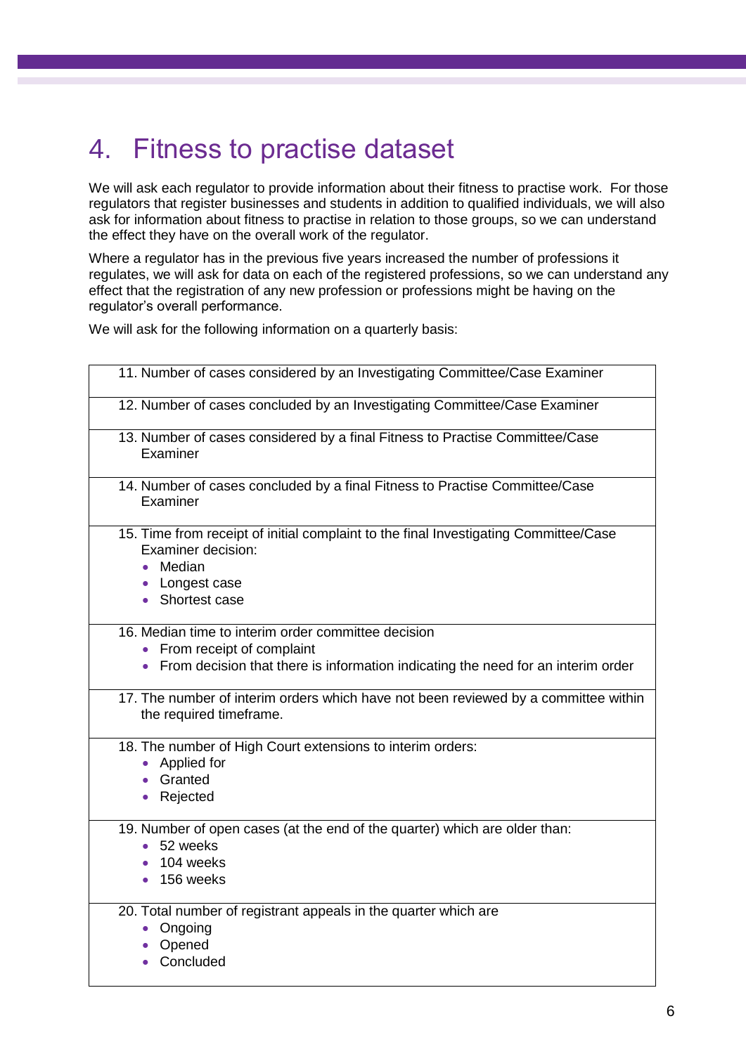# 4. Fitness to practise dataset

We will ask each regulator to provide information about their fitness to practise work. For those regulators that register businesses and students in addition to qualified individuals, we will also ask for information about fitness to practise in relation to those groups, so we can understand the effect they have on the overall work of the regulator.

Where a regulator has in the previous five years increased the number of professions it regulates, we will ask for data on each of the registered professions, so we can understand any effect that the registration of any new profession or professions might be having on the regulator's overall performance.

We will ask for the following information on a quarterly basis:

11. Number of cases considered by an Investigating Committee/Case Examiner

12. Number of cases concluded by an Investigating Committee/Case Examiner

13. Number of cases considered by a final Fitness to Practise Committee/Case Examiner

14. Number of cases concluded by a final Fitness to Practise Committee/Case Examiner

15. Time from receipt of initial complaint to the final Investigating Committee/Case Examiner decision:
    - Median
    - Longest case
    - Shortest case

16. Median time to interim order committee decision
    - From receipt of complaint
    - From decision that there is information indicating the need for an interim order

17. The number of interim orders which have not been reviewed by a committee within the required timeframe.

18. The number of High Court extensions to interim orders:
    - Applied for
    - Granted
    - Rejected

19. Number of open cases (at the end of the quarter) which are older than:
    - 52 weeks
    - 104 weeks
    - 156 weeks

20. Total number of registrant appeals in the quarter which are
    - Ongoing
    - Opened
    - Concluded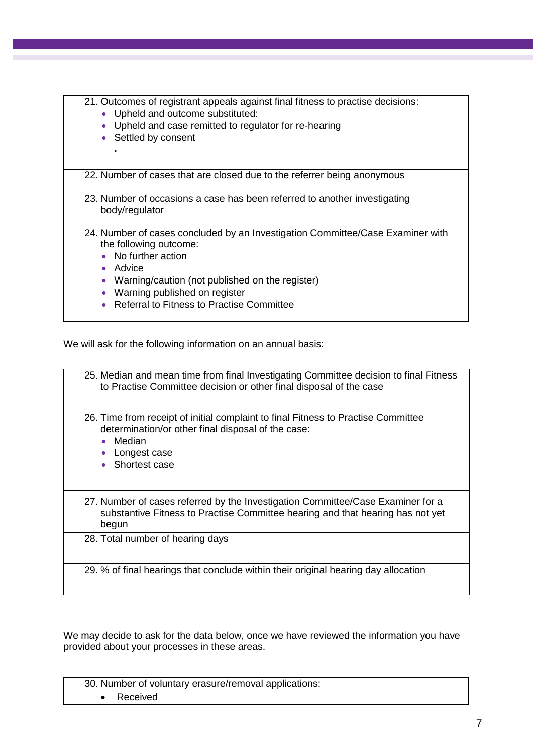21. Outcomes of registrant appeals against final fitness to practise decisions:
    - Upheld and outcome substituted:
    - Upheld and case remitted to regulator for re-hearing
    - Settled by consent

22. Number of cases that are closed due to the referrer being anonymous

23. Number of occasions a case has been referred to another investigating body/regulator

24. Number of cases concluded by an Investigation Committee/Case Examiner with the following outcome:
    - No further action
    - Advice
    - Warning/caution (not published on the register)
    - Warning published on register
    - Referral to Fitness to Practise Committee

We will ask for the following information on an annual basis:

25. Median and mean time from final Investigating Committee decision to final Fitness to Practise Committee decision or other final disposal of the case

26. Time from receipt of initial complaint to final Fitness to Practise Committee determination/or other final disposal of the case:
    - Median
    - Longest case
    - Shortest case

27. Number of cases referred by the Investigation Committee/Case Examiner for a substantive Fitness to Practise Committee hearing and that hearing has not yet begun

28. Total number of hearing days

29. % of final hearings that conclude within their original hearing day allocation

We may decide to ask for the data below, once we have reviewed the information you have provided about your processes in these areas.

30. Number of voluntary erasure/removal applications:
    - Received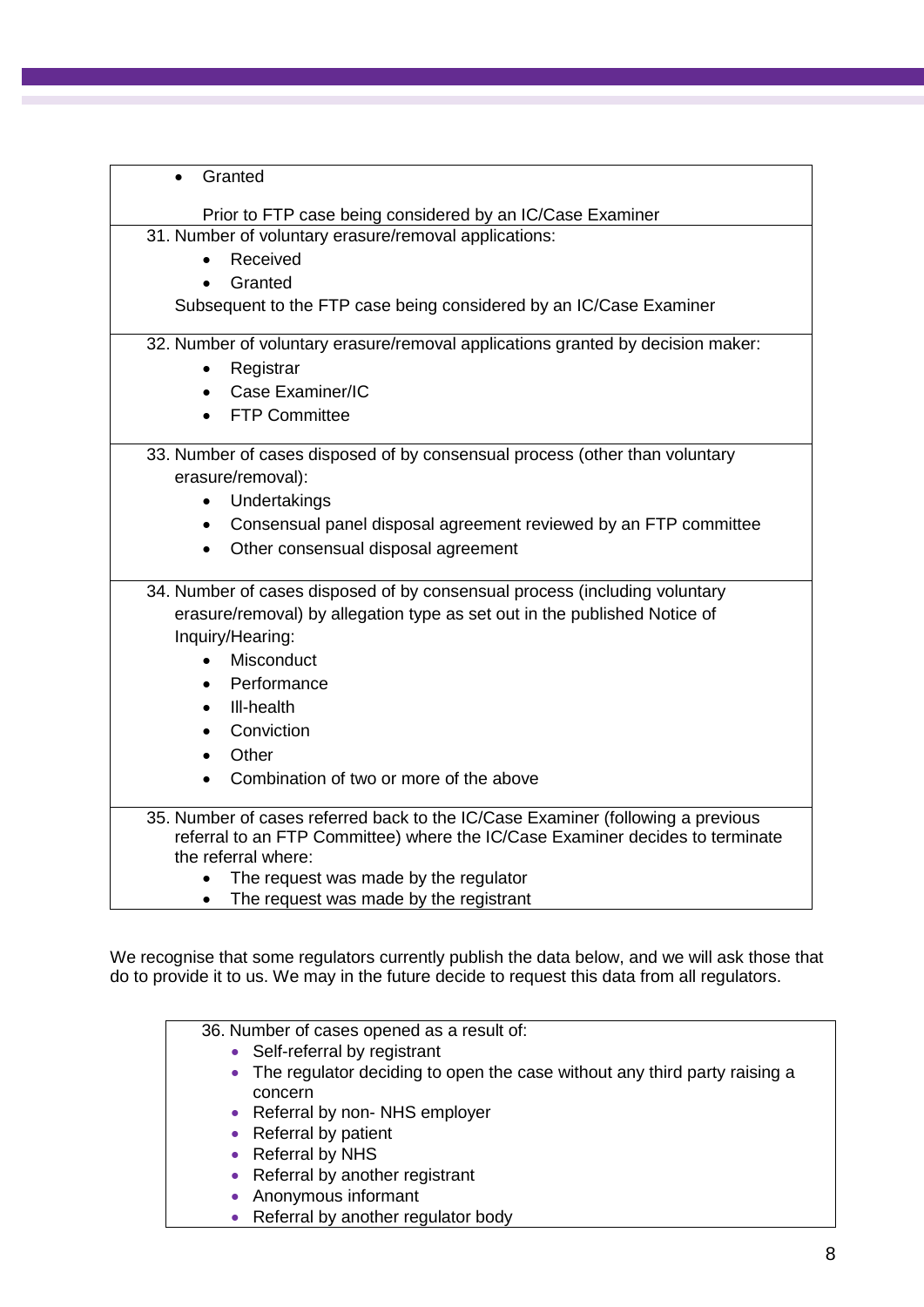- Granted

Prior to FTP case being considered by an IC/Case Examiner

31. Number of voluntary erasure/removal applications:
    - Received
    - Granted

    Subsequent to the FTP case being considered by an IC/Case Examiner

32. Number of voluntary erasure/removal applications granted by decision maker:
    - Registrar
    - Case Examiner/IC
    - FTP Committee

33. Number of cases disposed of by consensual process (other than voluntary erasure/removal):
    - Undertakings
    - Consensual panel disposal agreement reviewed by an FTP committee
    - Other consensual disposal agreement

34. Number of cases disposed of by consensual process (including voluntary erasure/removal) by allegation type as set out in the published Notice of Inquiry/Hearing:
    - Misconduct
    - Performance
    - Ill-health
    - Conviction
    - Other
    - Combination of two or more of the above

35. Number of cases referred back to the IC/Case Examiner (following a previous referral to an FTP Committee) where the IC/Case Examiner decides to terminate the referral where:
    - The request was made by the regulator
    - The request was made by the registrant

We recognise that some regulators currently publish the data below, and we will ask those that do to provide it to us. We may in the future decide to request this data from all regulators.

36. Number of cases opened as a result of:
    - Self-referral by registrant
    - The regulator deciding to open the case without any third party raising a concern
    - Referral by non- NHS employer
    - Referral by patient
    - Referral by NHS
    - Referral by another registrant
    - Anonymous informant
    - Referral by another regulator body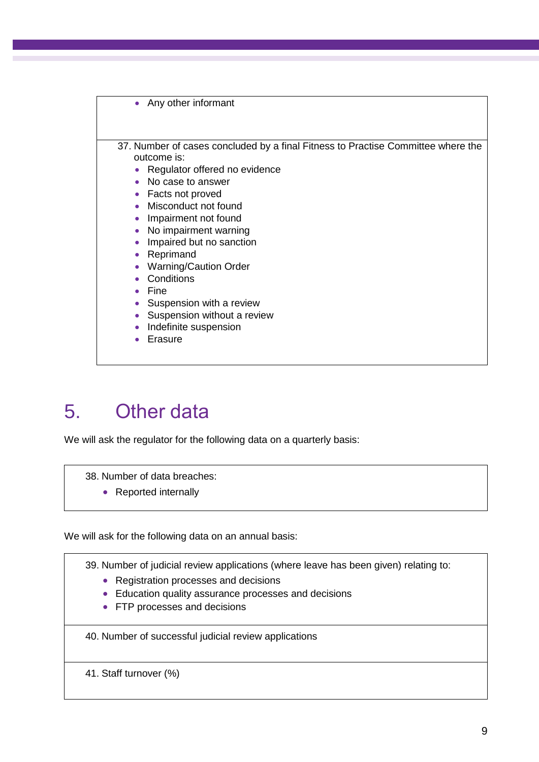- Any other informant

37. Number of cases concluded by a final Fitness to Practise Committee where the outcome is:
    - Regulator offered no evidence
    - No case to answer
    - Facts not proved
    - Misconduct not found
    - Impairment not found
    - No impairment warning
    - Impaired but no sanction
    - Reprimand
    - Warning/Caution Order
    - Conditions
    - Fine
    - Suspension with a review
    - Suspension without a review
    - Indefinite suspension
    - Erasure

# 5. Other data

We will ask the regulator for the following data on a quarterly basis:

38. Number of data breaches:
    - Reported internally

We will ask for the following data on an annual basis:

39. Number of judicial review applications (where leave has been given) relating to:
    - Registration processes and decisions
    - Education quality assurance processes and decisions
    - FTP processes and decisions

40. Number of successful judicial review applications

41. Staff turnover (%)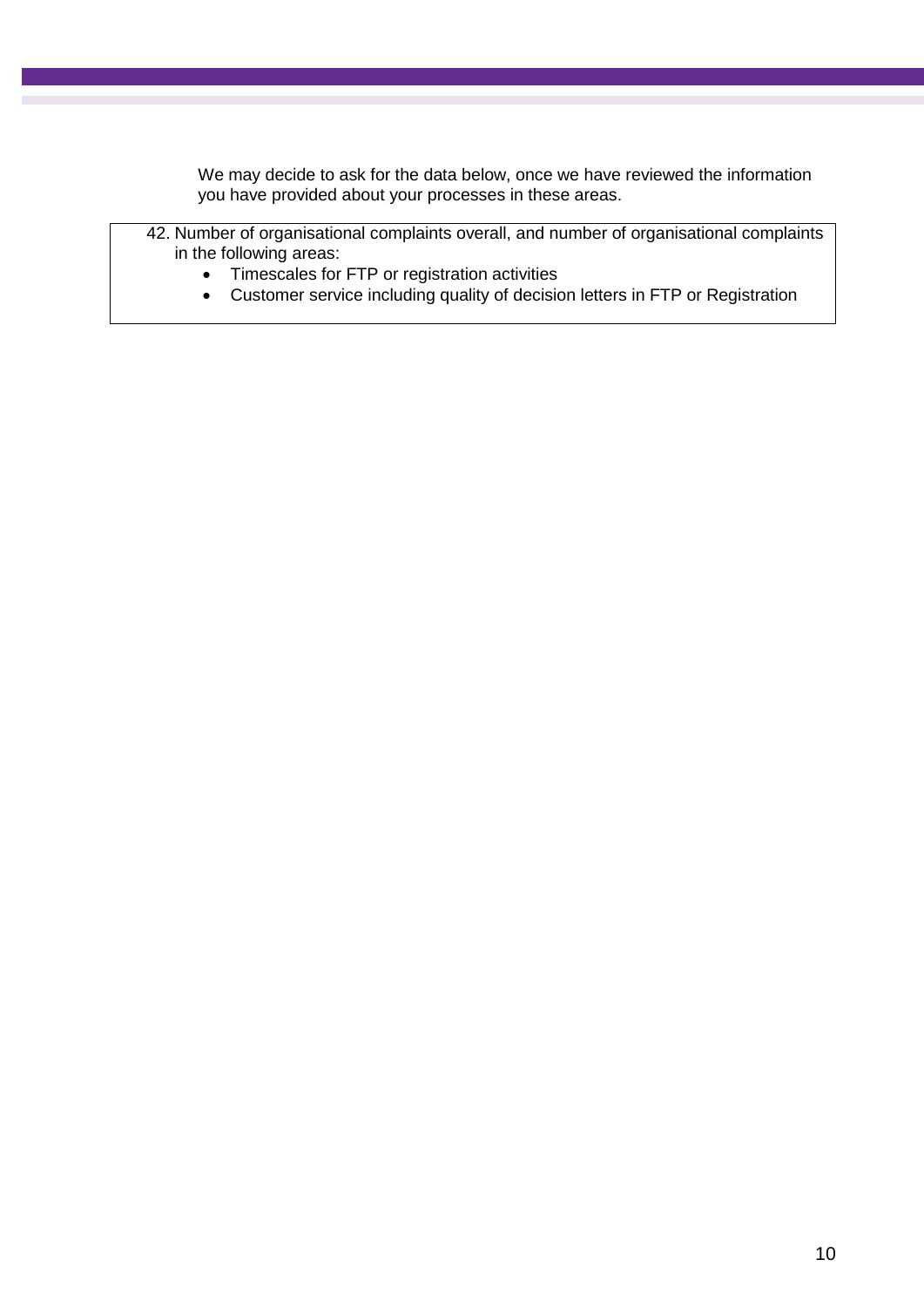We may decide to ask for the data below, once we have reviewed the information you have provided about your processes in these areas.

42. Number of organisational complaints overall, and number of organisational complaints in the following areas:
    - Timescales for FTP or registration activities
    - Customer service including quality of decision letters in FTP or Registration